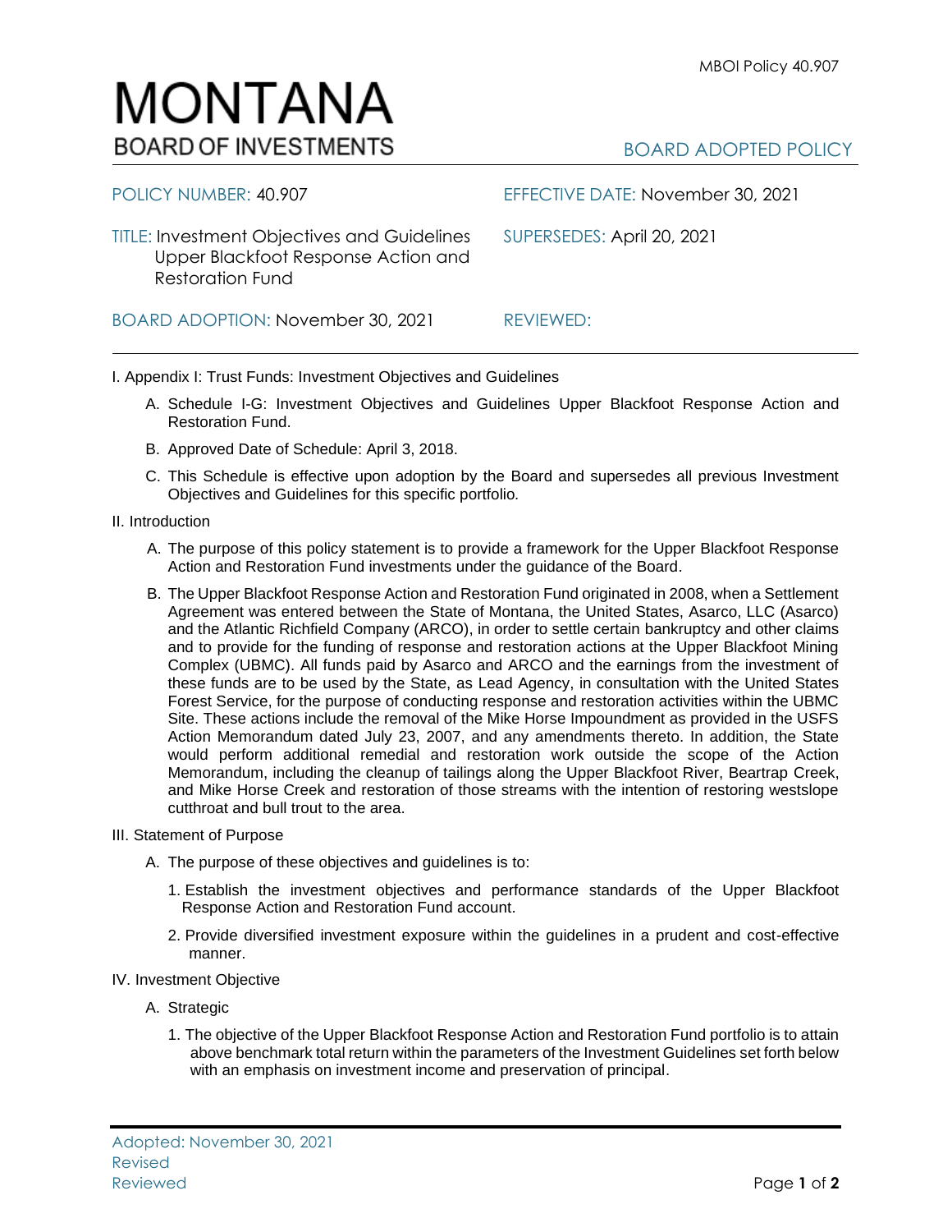MBOI Policy 40.907

# MONTANA
BOARD OF INVESTMENTS

BOARD ADOPTED POLICY

| | |
|---|---|
| POLICY NUMBER: 40.907 | EFFECTIVE DATE: November 30, 2021 |
| TITLE: Investment Objectives and Guidelines Upper Blackfoot Response Action and Restoration Fund | SUPERSEDES: April 20, 2021 |
| BOARD ADOPTION: November 30, 2021 | REVIEWED: |

I. Appendix I: Trust Funds: Investment Objectives and Guidelines

A. Schedule I-G: Investment Objectives and Guidelines Upper Blackfoot Response Action and Restoration Fund.

B. Approved Date of Schedule: April 3, 2018.

C. This Schedule is effective upon adoption by the Board and supersedes all previous Investment Objectives and Guidelines for this specific portfolio.

II. Introduction

A. The purpose of this policy statement is to provide a framework for the Upper Blackfoot Response Action and Restoration Fund investments under the guidance of the Board.

B. The Upper Blackfoot Response Action and Restoration Fund originated in 2008, when a Settlement Agreement was entered between the State of Montana, the United States, Asarco, LLC (Asarco) and the Atlantic Richfield Company (ARCO), in order to settle certain bankruptcy and other claims and to provide for the funding of response and restoration actions at the Upper Blackfoot Mining Complex (UBMC). All funds paid by Asarco and ARCO and the earnings from the investment of these funds are to be used by the State, as Lead Agency, in consultation with the United States Forest Service, for the purpose of conducting response and restoration activities within the UBMC Site. These actions include the removal of the Mike Horse Impoundment as provided in the USFS Action Memorandum dated July 23, 2007, and any amendments thereto. In addition, the State would perform additional remedial and restoration work outside the scope of the Action Memorandum, including the cleanup of tailings along the Upper Blackfoot River, Beartrap Creek, and Mike Horse Creek and restoration of those streams with the intention of restoring westslope cutthroat and bull trout to the area.

III. Statement of Purpose

A. The purpose of these objectives and guidelines is to:

1. Establish the investment objectives and performance standards of the Upper Blackfoot Response Action and Restoration Fund account.

2. Provide diversified investment exposure within the guidelines in a prudent and cost-effective manner.

IV. Investment Objective

A. Strategic

1. The objective of the Upper Blackfoot Response Action and Restoration Fund portfolio is to attain above benchmark total return within the parameters of the Investment Guidelines set forth below with an emphasis on investment income and preservation of principal.

Adopted: November 30, 2021
Revised
Reviewed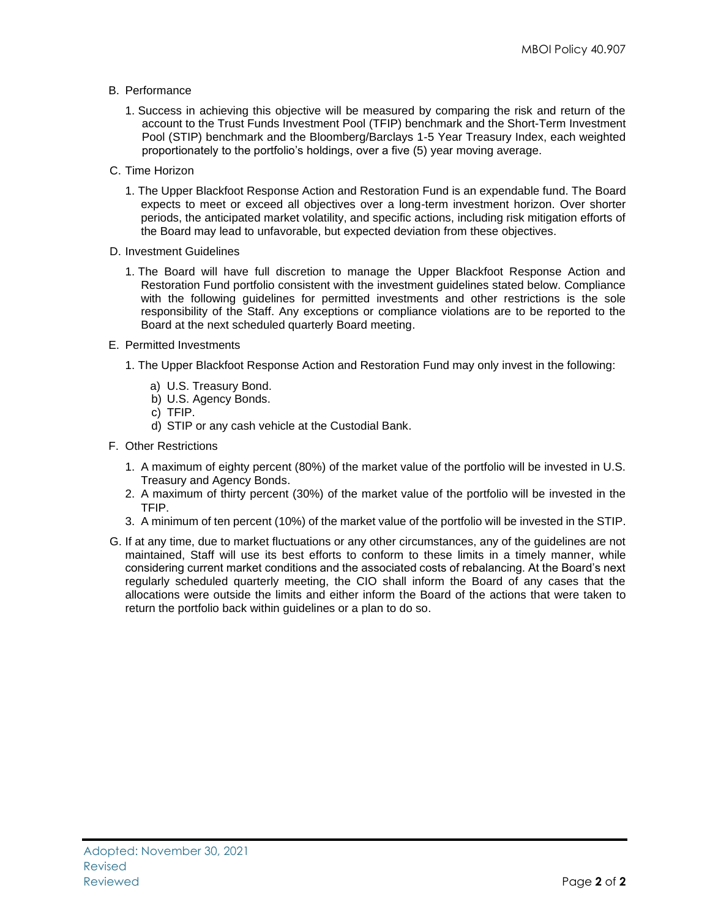B. Performance

1. Success in achieving this objective will be measured by comparing the risk and return of the account to the Trust Funds Investment Pool (TFIP) benchmark and the Short-Term Investment Pool (STIP) benchmark and the Bloomberg/Barclays 1-5 Year Treasury Index, each weighted proportionately to the portfolio's holdings, over a five (5) year moving average.

C. Time Horizon

1. The Upper Blackfoot Response Action and Restoration Fund is an expendable fund. The Board expects to meet or exceed all objectives over a long-term investment horizon. Over shorter periods, the anticipated market volatility, and specific actions, including risk mitigation efforts of the Board may lead to unfavorable, but expected deviation from these objectives.

D. Investment Guidelines

1. The Board will have full discretion to manage the Upper Blackfoot Response Action and Restoration Fund portfolio consistent with the investment guidelines stated below. Compliance with the following guidelines for permitted investments and other restrictions is the sole responsibility of the Staff. Any exceptions or compliance violations are to be reported to the Board at the next scheduled quarterly Board meeting.

E. Permitted Investments

1. The Upper Blackfoot Response Action and Restoration Fund may only invest in the following:

   a) U.S. Treasury Bond.
   b) U.S. Agency Bonds.
   c) TFIP.
   d) STIP or any cash vehicle at the Custodial Bank.

F. Other Restrictions

1. A maximum of eighty percent (80%) of the market value of the portfolio will be invested in U.S. Treasury and Agency Bonds.
2. A maximum of thirty percent (30%) of the market value of the portfolio will be invested in the TFIP.
3. A minimum of ten percent (10%) of the market value of the portfolio will be invested in the STIP.

G. If at any time, due to market fluctuations or any other circumstances, any of the guidelines are not maintained, Staff will use its best efforts to conform to these limits in a timely manner, while considering current market conditions and the associated costs of rebalancing. At the Board's next regularly scheduled quarterly meeting, the CIO shall inform the Board of any cases that the allocations were outside the limits and either inform the Board of the actions that were taken to return the portfolio back within guidelines or a plan to do so.

Adopted: November 30, 2021
Revised
Reviewed